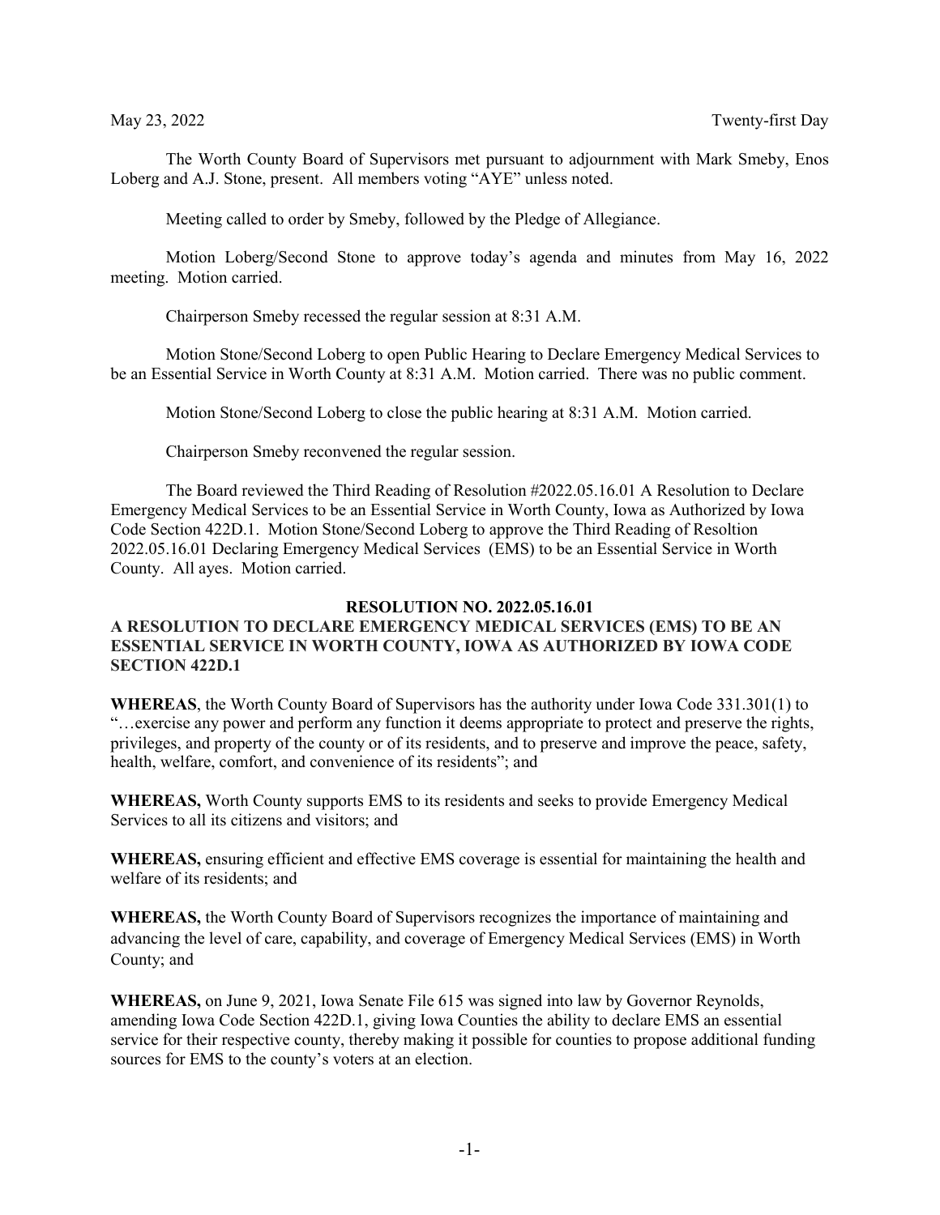May 23, 2022 Twenty-first Day

The Worth County Board of Supervisors met pursuant to adjournment with Mark Smeby, Enos Loberg and A.J. Stone, present. All members voting "AYE" unless noted.

Meeting called to order by Smeby, followed by the Pledge of Allegiance.

Motion Loberg/Second Stone to approve today's agenda and minutes from May 16, 2022 meeting. Motion carried.

Chairperson Smeby recessed the regular session at 8:31 A.M.

Motion Stone/Second Loberg to open Public Hearing to Declare Emergency Medical Services to be an Essential Service in Worth County at 8:31 A.M. Motion carried. There was no public comment.

Motion Stone/Second Loberg to close the public hearing at 8:31 A.M. Motion carried.

Chairperson Smeby reconvened the regular session.

The Board reviewed the Third Reading of Resolution #2022.05.16.01 A Resolution to Declare Emergency Medical Services to be an Essential Service in Worth County, Iowa as Authorized by Iowa Code Section 422D.1. Motion Stone/Second Loberg to approve the Third Reading of Resoltion 2022.05.16.01 Declaring Emergency Medical Services (EMS) to be an Essential Service in Worth County. All ayes. Motion carried.

**RESOLUTION NO. 2022.05.16.01**

**A RESOLUTION TO DECLARE EMERGENCY MEDICAL SERVICES (EMS) TO BE AN ESSENTIAL SERVICE IN WORTH COUNTY, IOWA AS AUTHORIZED BY IOWA CODE SECTION 422D.1**

**WHEREAS**, the Worth County Board of Supervisors has the authority under Iowa Code 331.301(1) to "…exercise any power and perform any function it deems appropriate to protect and preserve the rights, privileges, and property of the county or of its residents, and to preserve and improve the peace, safety, health, welfare, comfort, and convenience of its residents"; and

**WHEREAS,** Worth County supports EMS to its residents and seeks to provide Emergency Medical Services to all its citizens and visitors; and

**WHEREAS,** ensuring efficient and effective EMS coverage is essential for maintaining the health and welfare of its residents; and

**WHEREAS,** the Worth County Board of Supervisors recognizes the importance of maintaining and advancing the level of care, capability, and coverage of Emergency Medical Services (EMS) in Worth County; and

**WHEREAS,** on June 9, 2021, Iowa Senate File 615 was signed into law by Governor Reynolds, amending Iowa Code Section 422D.1, giving Iowa Counties the ability to declare EMS an essential service for their respective county, thereby making it possible for counties to propose additional funding sources for EMS to the county's voters at an election.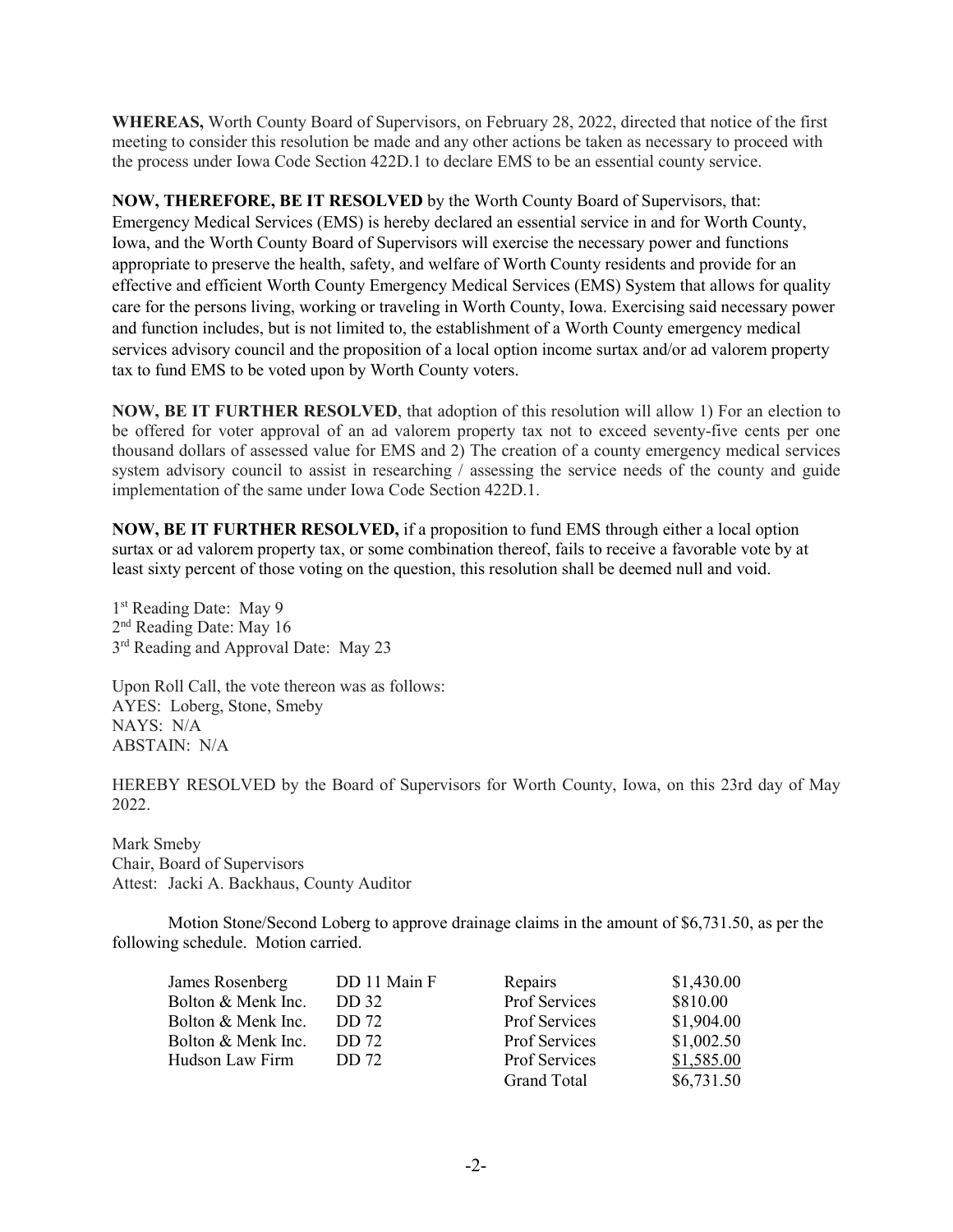**WHEREAS,** Worth County Board of Supervisors, on February 28, 2022, directed that notice of the first meeting to consider this resolution be made and any other actions be taken as necessary to proceed with the process under Iowa Code Section 422D.1 to declare EMS to be an essential county service.

**NOW, THEREFORE, BE IT RESOLVED** by the Worth County Board of Supervisors, that: Emergency Medical Services (EMS) is hereby declared an essential service in and for Worth County, Iowa, and the Worth County Board of Supervisors will exercise the necessary power and functions appropriate to preserve the health, safety, and welfare of Worth County residents and provide for an effective and efficient Worth County Emergency Medical Services (EMS) System that allows for quality care for the persons living, working or traveling in Worth County, Iowa. Exercising said necessary power and function includes, but is not limited to, the establishment of a Worth County emergency medical services advisory council and the proposition of a local option income surtax and/or ad valorem property tax to fund EMS to be voted upon by Worth County voters.

**NOW, BE IT FURTHER RESOLVED**, that adoption of this resolution will allow 1) For an election to be offered for voter approval of an ad valorem property tax not to exceed seventy-five cents per one thousand dollars of assessed value for EMS and 2) The creation of a county emergency medical services system advisory council to assist in researching / assessing the service needs of the county and guide implementation of the same under Iowa Code Section 422D.1.

**NOW, BE IT FURTHER RESOLVED,** if a proposition to fund EMS through either a local option surtax or ad valorem property tax, or some combination thereof, fails to receive a favorable vote by at least sixty percent of those voting on the question, this resolution shall be deemed null and void.

1st Reading Date: May 9
2nd Reading Date: May 16
3rd Reading and Approval Date: May 23

Upon Roll Call, the vote thereon was as follows:
AYES: Loberg, Stone, Smeby
NAYS: N/A
ABSTAIN: N/A

HEREBY RESOLVED by the Board of Supervisors for Worth County, Iowa, on this 23rd day of May 2022.

Mark Smeby
Chair, Board of Supervisors
Attest: Jacki A. Backhaus, County Auditor

Motion Stone/Second Loberg to approve drainage claims in the amount of $6,731.50, as per the following schedule. Motion carried.

| | | | |
|---|---|---|---|
| James Rosenberg | DD 11 Main F | Repairs | $1,430.00 |
| Bolton & Menk Inc. | DD 32 | Prof Services | $810.00 |
| Bolton & Menk Inc. | DD 72 | Prof Services | $1,904.00 |
| Bolton & Menk Inc. | DD 72 | Prof Services | $1,002.50 |
| Hudson Law Firm | DD 72 | Prof Services | $1,585.00 |
| | | Grand Total | $6,731.50 |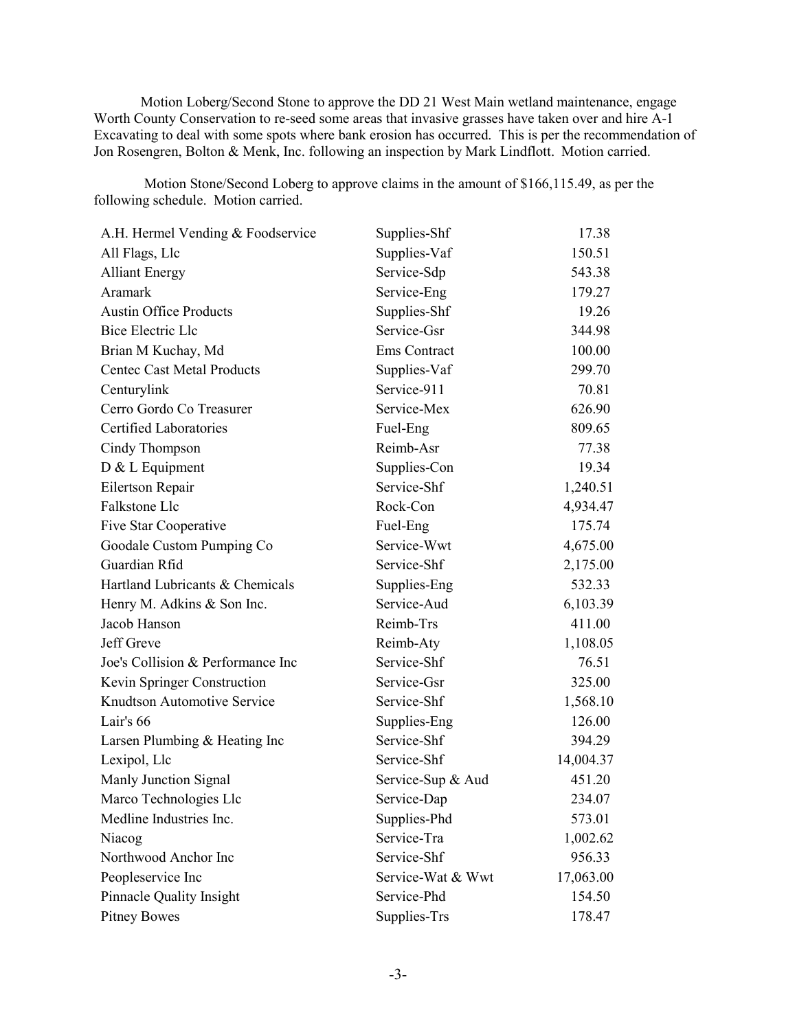Motion Loberg/Second Stone to approve the DD 21 West Main wetland maintenance, engage Worth County Conservation to re-seed some areas that invasive grasses have taken over and hire A-1 Excavating to deal with some spots where bank erosion has occurred. This is per the recommendation of Jon Rosengren, Bolton & Menk, Inc. following an inspection by Mark Lindflott. Motion carried.

Motion Stone/Second Loberg to approve claims in the amount of $166,115.49, as per the following schedule. Motion carried.

| | | |
|---|---|---:|
| A.H. Hermel Vending & Foodservice | Supplies-Shf | 17.38 |
| All Flags, Llc | Supplies-Vaf | 150.51 |
| Alliant Energy | Service-Sdp | 543.38 |
| Aramark | Service-Eng | 179.27 |
| Austin Office Products | Supplies-Shf | 19.26 |
| Bice Electric Llc | Service-Gsr | 344.98 |
| Brian M Kuchay, Md | Ems Contract | 100.00 |
| Centec Cast Metal Products | Supplies-Vaf | 299.70 |
| Centurylink | Service-911 | 70.81 |
| Cerro Gordo Co Treasurer | Service-Mex | 626.90 |
| Certified Laboratories | Fuel-Eng | 809.65 |
| Cindy Thompson | Reimb-Asr | 77.38 |
| D & L Equipment | Supplies-Con | 19.34 |
| Eilertson Repair | Service-Shf | 1,240.51 |
| Falkstone Llc | Rock-Con | 4,934.47 |
| Five Star Cooperative | Fuel-Eng | 175.74 |
| Goodale Custom Pumping Co | Service-Wwt | 4,675.00 |
| Guardian Rfid | Service-Shf | 2,175.00 |
| Hartland Lubricants & Chemicals | Supplies-Eng | 532.33 |
| Henry M. Adkins & Son Inc. | Service-Aud | 6,103.39 |
| Jacob Hanson | Reimb-Trs | 411.00 |
| Jeff Greve | Reimb-Aty | 1,108.05 |
| Joe's Collision & Performance Inc | Service-Shf | 76.51 |
| Kevin Springer Construction | Service-Gsr | 325.00 |
| Knudtson Automotive Service | Service-Shf | 1,568.10 |
| Lair's 66 | Supplies-Eng | 126.00 |
| Larsen Plumbing & Heating Inc | Service-Shf | 394.29 |
| Lexipol, Llc | Service-Shf | 14,004.37 |
| Manly Junction Signal | Service-Sup & Aud | 451.20 |
| Marco Technologies Llc | Service-Dap | 234.07 |
| Medline Industries Inc. | Supplies-Phd | 573.01 |
| Niacog | Service-Tra | 1,002.62 |
| Northwood Anchor Inc | Service-Shf | 956.33 |
| Peopleservice Inc | Service-Wat & Wwt | 17,063.00 |
| Pinnacle Quality Insight | Service-Phd | 154.50 |
| Pitney Bowes | Supplies-Trs | 178.47 |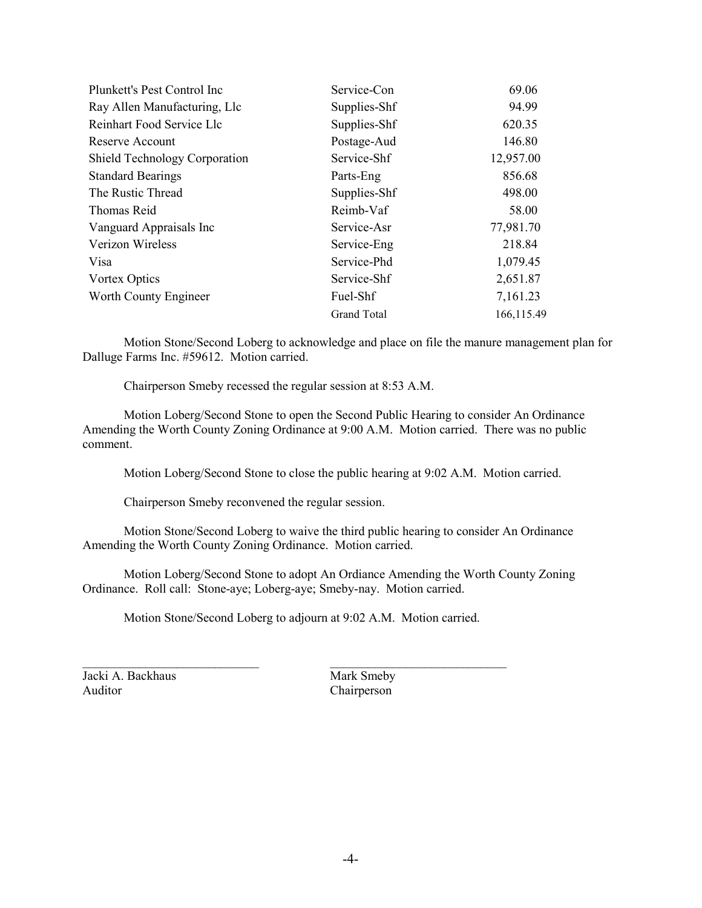| | | |
|---|---|---|
| Plunkett's Pest Control Inc | Service-Con | 69.06 |
| Ray Allen Manufacturing, Llc | Supplies-Shf | 94.99 |
| Reinhart Food Service Llc | Supplies-Shf | 620.35 |
| Reserve Account | Postage-Aud | 146.80 |
| Shield Technology Corporation | Service-Shf | 12,957.00 |
| Standard Bearings | Parts-Eng | 856.68 |
| The Rustic Thread | Supplies-Shf | 498.00 |
| Thomas Reid | Reimb-Vaf | 58.00 |
| Vanguard Appraisals Inc | Service-Asr | 77,981.70 |
| Verizon Wireless | Service-Eng | 218.84 |
| Visa | Service-Phd | 1,079.45 |
| Vortex Optics | Service-Shf | 2,651.87 |
| Worth County Engineer | Fuel-Shf | 7,161.23 |
| | Grand Total | 166,115.49 |

Motion Stone/Second Loberg to acknowledge and place on file the manure management plan for Dalluge Farms Inc. #59612. Motion carried.

Chairperson Smeby recessed the regular session at 8:53 A.M.

Motion Loberg/Second Stone to open the Second Public Hearing to consider An Ordinance Amending the Worth County Zoning Ordinance at 9:00 A.M. Motion carried. There was no public comment.

Motion Loberg/Second Stone to close the public hearing at 9:02 A.M. Motion carried.

Chairperson Smeby reconvened the regular session.

Motion Stone/Second Loberg to waive the third public hearing to consider An Ordinance Amending the Worth County Zoning Ordinance. Motion carried.

Motion Loberg/Second Stone to adopt An Ordiance Amending the Worth County Zoning Ordinance. Roll call: Stone-aye; Loberg-aye; Smeby-nay. Motion carried.

Motion Stone/Second Loberg to adjourn at 9:02 A.M. Motion carried.

\_\_\_\_\_\_\_\_\_\_\_\_\_\_\_\_\_\_\_\_\_\_\_\_\_\_\_\_ \_\_\_\_\_\_\_\_\_\_\_\_\_\_\_\_\_\_\_\_\_\_\_\_\_\_\_\_

Jacki A. Backhaus
Auditor

Mark Smeby
Chairperson